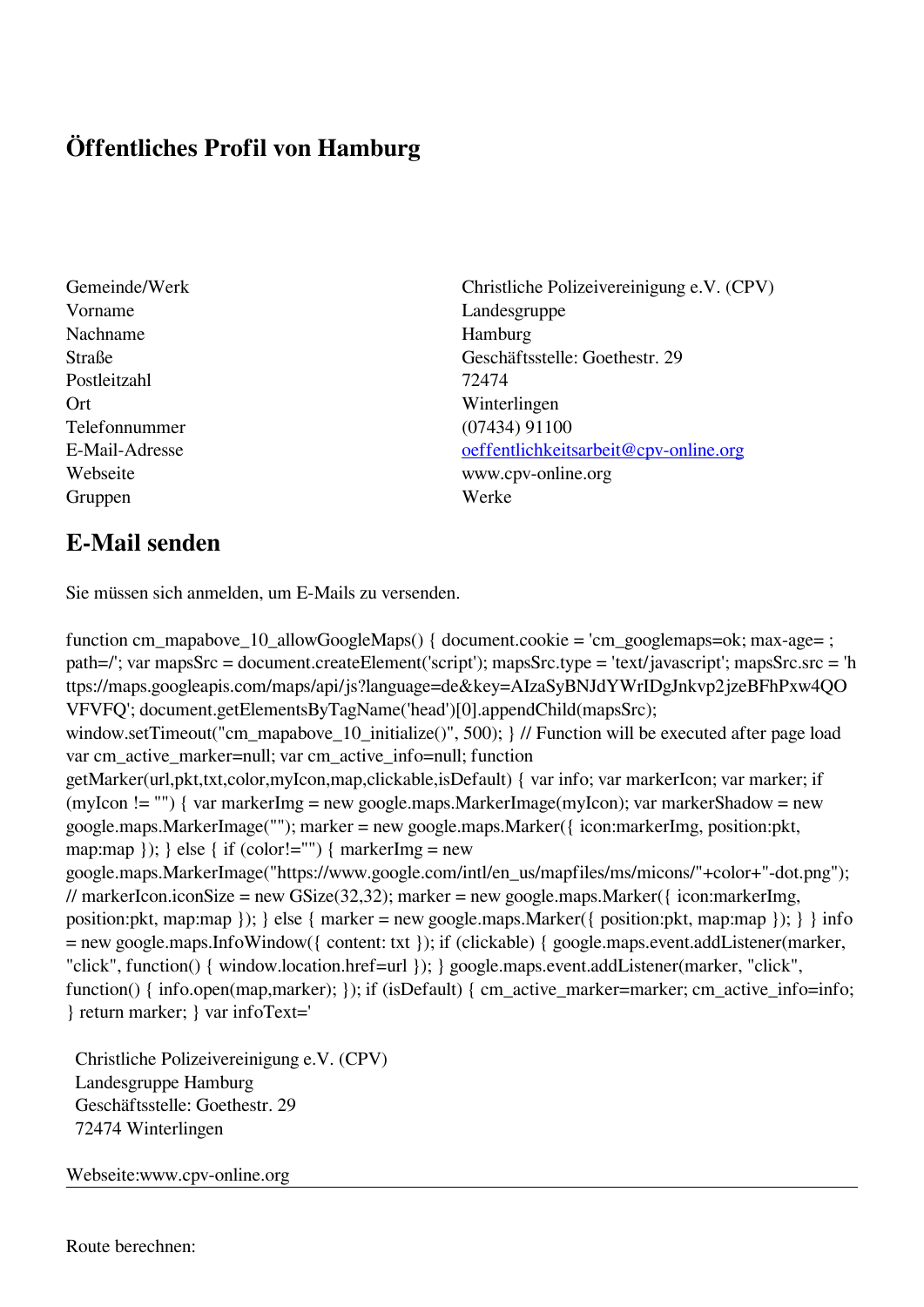# Öffentliches Profil von Hamburg

| | |
|---|---|
| Gemeinde/Werk | Christliche Polizeivereinigung e.V. (CPV) |
| Vorname | Landesgruppe |
| Nachname | Hamburg |
| Straße | Geschäftsstelle: Goethestr. 29 |
| Postleitzahl | 72474 |
| Ort | Winterlingen |
| Telefonnummer | (07434) 91100 |
| E-Mail-Adresse | oeffentlichkeitsarbeit@cpv-online.org |
| Webseite | www.cpv-online.org |
| Gruppen | Werke |

## E-Mail senden

Sie müssen sich anmelden, um E-Mails zu versenden.

```
function cm_mapabove_10_allowGoogleMaps() { document.cookie = 'cm_googlemaps=ok; max-age= ; path=/'; var mapsSrc = document.createElement('script'); mapsSrc.type = 'text/javascript'; mapsSrc.src = 'https://maps.googleapis.com/maps/api/js?language=de&key=AIzaSyBNJdYWrIDgJnkvp2jzeBFhPxw4QOVFVFQ'; document.getElementsByTagName('head')[0].appendChild(mapsSrc); window.setTimeout("cm_mapabove_10_initialize()", 500); } // Function will be executed after page load var cm_active_marker=null; var cm_active_info=null; function getMarker(url,pkt,txt,color,myIcon,map,clickable,isDefault) { var info; var markerIcon; var marker; if (myIcon != "") { var markerImg = new google.maps.MarkerImage(myIcon); var markerShadow = new google.maps.MarkerImage(""); marker = new google.maps.Marker({ icon:markerImg, position:pkt, map:map }); } else { if (color!="") { markerImg = new google.maps.MarkerImage("https://www.google.com/intl/en_us/mapfiles/ms/micons/"+color+"-dot.png"); // markerIcon.iconSize = new GSize(32,32); marker = new google.maps.Marker({ icon:markerImg, position:pkt, map:map }); } else { marker = new google.maps.Marker({ position:pkt, map:map }); } } info = new google.maps.InfoWindow({ content: txt }); if (clickable) { google.maps.event.addListener(marker, "click", function() { window.location.href=url }); } google.maps.event.addListener(marker, "click", function() { info.open(map,marker); }); if (isDefault) { cm_active_marker=marker; cm_active_info=info; } return marker; } var infoText='
```

Christliche Polizeivereinigung e.V. (CPV)
Landesgruppe Hamburg
Geschäftsstelle: Goethestr. 29
72474 Winterlingen

Webseite:www.cpv-online.org

---

Route berechnen: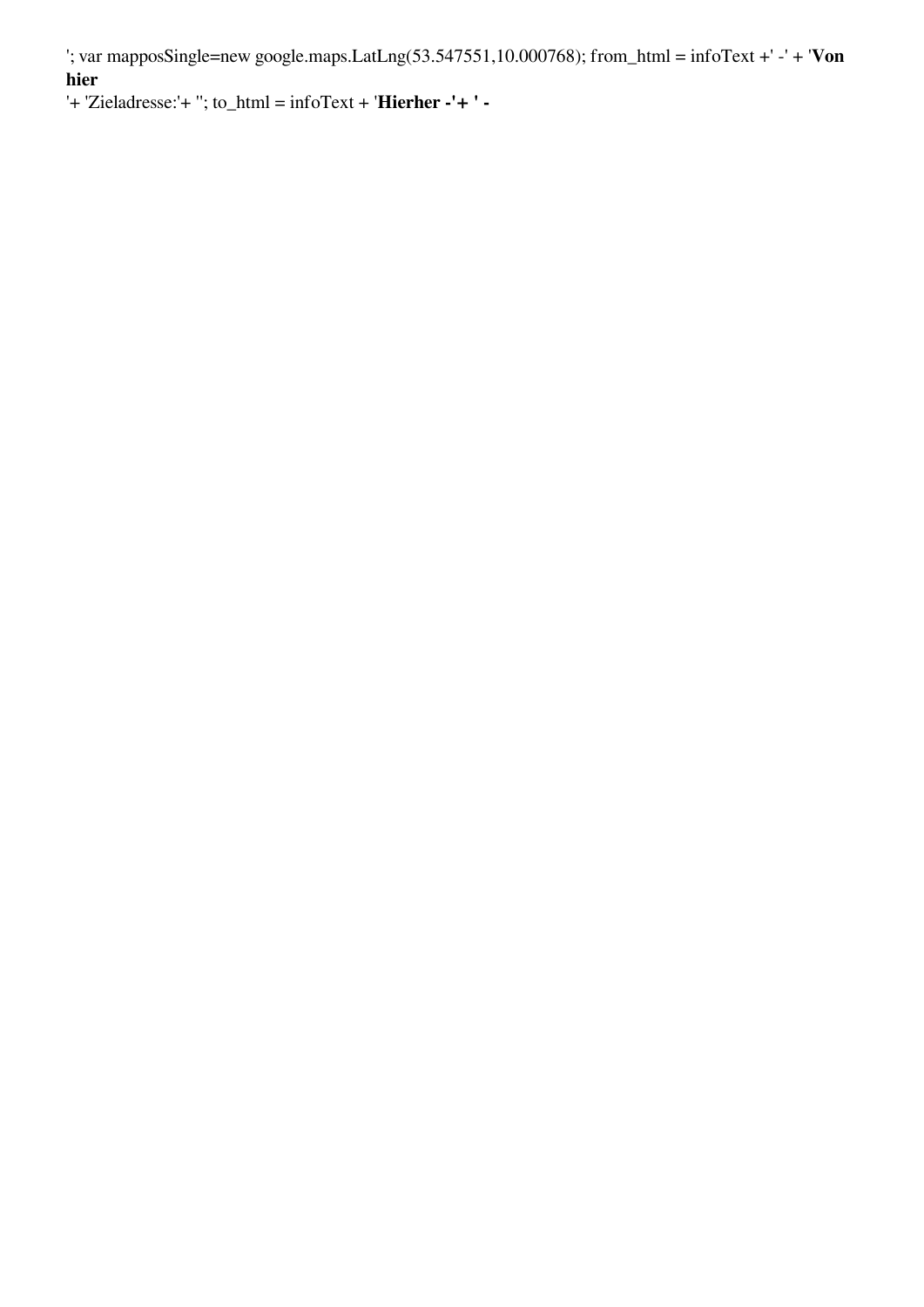'; var mapposSingle=new google.maps.LatLng(53.547551,10.000768); from_html = infoText +' -' + '**Von hier**
'+ 'Zieladresse:'+ ''; to_html = infoText + '**Hierher -'+ ' -**